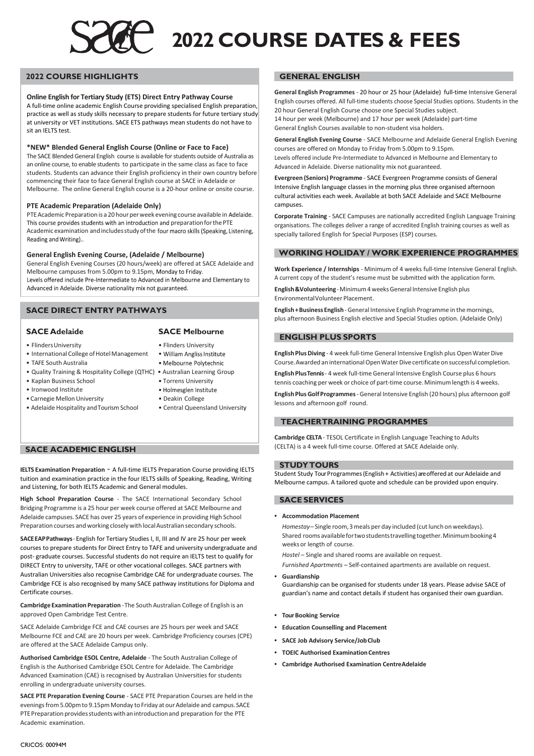# sace 2022 COURSE DATES & FEES

## 2022 COURSE HIGHLIGHTS

**Online English for Tertiary Study (ETS) Direct Entry Pathway Course**
A full-time online academic English Course providing specialised English preparation, practice as well as study skills necessary to prepare students for future tertiary study at university or VET institutions. SACE ETS pathways mean students do not have to sit an IELTS test.

**\*NEW\* Blended General English Course (Online or Face to Face)**
The SACE Blended General English course is available for students outside of Australia as an online course, to enable students to participate in the same class as face to face students. Students can advance their English proficiency in their own country before commencing their face to face General English course at SACE in Adelaide or Melbourne. The online General English course is a 20-hour online or onsite course.

**PTE Academic Preparation (Adelaide Only)**
PTE Academic Preparation is a 20 hour per week evening course available in Adelaide. This course provides students with an introduction and preparation for the PTE Academic examination and includes study of the four macro skills (Speaking, Listening, Reading and Writing)..

**General English Evening Course, (Adelaide / Melbourne)**
General English Evening Courses (20 hours/week) are offered at SACE Adelaide and Melbourne campuses from 5.00pm to 9.15pm, Monday to Friday.
Levels offered include Pre-Intermediate to Advanced in Melbourne and Elementary to Advanced in Adelaide. Diverse nationality mix not guaranteed.

## SACE DIRECT ENTRY PATHWAYS

### SACE Adelaide

- Flinders University
- International College of Hotel Management
- TAFE South Australia
- Quality Training & Hospitality College (QTHC)
- Kaplan Business School
- Ironwood Institute
- Carnegie Mellon University
- Adelaide Hospitality and Tourism School

### SACE Melbourne

- Flinders University
- William Angliss Institute
- Melbourne Polytechnic
- Australian Learning Group
- Torrens University
- Holmesglen Institute
- Deakin College
- Central Queensland University

## SACE ACADEMIC ENGLISH

**IELTS Examination Preparation** - A full-time IELTS Preparation Course providing IELTS tuition and examination practice in the four IELTS skills of Speaking, Reading, Writing and Listening, for both IELTS Academic and General modules.

**High School Preparation Course** - The SACE International Secondary School Bridging Programme is a 25 hour per week course offered at SACE Melbourne and Adelaide campuses. SACE has over 25 years of experience in providing High School Preparation courses and working closely with local Australian secondary schools.

**SACE EAP Pathways** - English for Tertiary Studies I, II, III and IV are 25 hour per week courses to prepare students for Direct Entry to TAFE and university undergraduate and post- graduate courses. Successful students do not require an IELTS test to qualify for DIRECT Entry to university, TAFE or other vocational colleges. SACE partners with Australian Universities also recognise Cambridge CAE for undergraduate courses. The Cambridge FCE is also recognised by many SACE pathway institutions for Diploma and Certificate courses.

**Cambridge Examination Preparation** - The South Australian College of English is an approved Open Cambridge Test Centre.

SACE Adelaide Cambridge FCE and CAE courses are 25 hours per week and SACE Melbourne FCE and CAE are 20 hours per week. Cambridge Proficiency courses (CPE) are offered at the SACE Adelaide Campus only.

**Authorised Cambridge ESOL Centre, Adelaide** - The South Australian College of English is the Authorised Cambridge ESOL Centre for Adelaide. The Cambridge Advanced Examination (CAE) is recognised by Australian Universities for students enrolling in undergraduate university courses.

**SACE PTE Preparation Evening Course** - SACE PTE Preparation Courses are held in the evenings from 5.00pm to 9.15pm Monday to Friday at our Adelaide and campus. SACE PTE Preparation provides students with an introduction and preparation for the PTE Academic examination.

## GENERAL ENGLISH

**General English Programmes** - 20 hour or 25 hour (Adelaide) full-time Intensive General English courses offered. All full-time students choose Special Studies options. Students in the 20 hour General English Course choose one Special Studies subject.
14 hour per week (Melbourne) and 17 hour per week (Adelaide) part-time General English Courses available to non-student visa holders.

**General English Evening Course** - SACE Melbourne and Adelaide General English Evening courses are offered on Monday to Friday from 5.00pm to 9.15pm.
Levels offered include Pre-Intermediate to Advanced in Melbourne and Elementary to Advanced in Adelaide. Diverse nationality mix not guaranteed.

**Evergreen (Seniors) Programme** - SACE Evergreen Programme consists of General Intensive English language classes in the morning plus three organised afternoon cultural activities each week. Available at both SACE Adelaide and SACE Melbourne campuses.

**Corporate Training** - SACE Campuses are nationally accredited English Language Training organisations. The colleges deliver a range of accredited English training courses as well as specially tailored English for Special Purposes (ESP) courses.

## WORKING HOLIDAY / WORK EXPERIENCE PROGRAMMES

**Work Experience / Internships** - Minimum of 4 weeks full-time Intensive General English. A current copy of the student's resume must be submitted with the application form.

**English & Volunteering** - Minimum 4 weeks General Intensive English plus Environmental Volunteer Placement.

**English + Business English** - General Intensive English Programme in the mornings, plus afternoon Business English elective and Special Studies option. (Adelaide Only)

## ENGLISH PLUS SPORTS

**English Plus Diving** - 4 week full-time General Intensive English plus Open Water Dive Course. Awarded an international Open Water Dive certificate on successful completion.

**English Plus Tennis** - 4 week full-time General Intensive English Course plus 6 hours tennis coaching per week or choice of part-time course. Minimum length is 4 weeks.

**English Plus Golf Programmes** - General Intensive English (20 hours) plus afternoon golf lessons and afternoon golf round.

## TEACHER TRAINING PROGRAMMES

**Cambridge CELTA** - TESOL Certificate in English Language Teaching to Adults (CELTA) is a 4 week full-time course. Offered at SACE Adelaide only.

## STUDY TOURS

Student Study Tour Programmes (English + Activities) are offered at our Adelaide and Melbourne campus. A tailored quote and schedule can be provided upon enquiry.

## SACE SERVICES

- **Accommodation Placement**

  *Homestay* – Single room, 3 meals per day included (cut lunch on weekdays). Shared rooms available for two students travelling together. Minimum booking 4 weeks or length of course.

  *Hostel* – Single and shared rooms are available on request.

  *Furnished Apartments* – Self-contained apartments are available on request.

- **Guardianship**
  Guardianship can be organised for students under 18 years. Please advise SACE of guardian's name and contact details if student has organised their own guardian.

- **Tour Booking Service**
- **Education Counselling and Placement**
- **SACE Job Advisory Service/Job Club**
- **TOEIC Authorised Examination Centres**
- **Cambridge Authorised Examination Centre Adelaide**

CRICOS: 00094M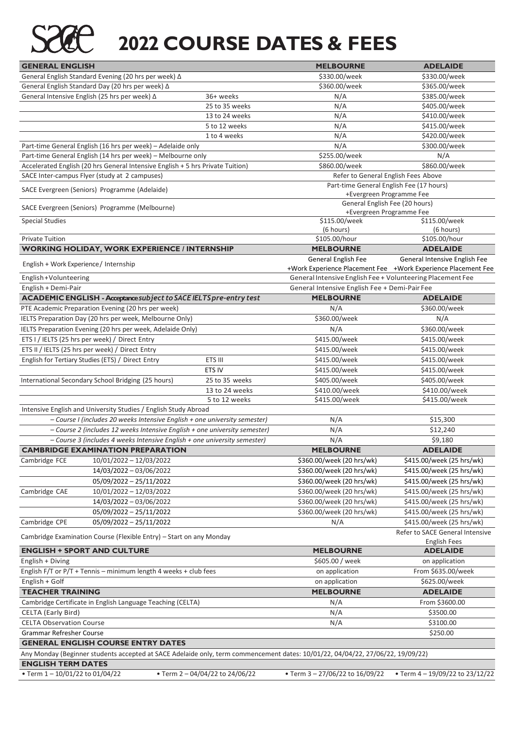# SACE 2022 COURSE DATES & FEES

| GENERAL ENGLISH | | MELBOURNE | ADELAIDE |
|---|---|---|---|
| General English Standard Evening (20 hrs per week) Δ | | \$330.00/week | \$330.00/week |
| General English Standard Day (20 hrs per week) Δ | | \$360.00/week | \$365.00/week |
| General Intensive English (25 hrs per week) Δ | 36+ weeks | N/A | \$385.00/week |
| | 25 to 35 weeks | N/A | \$405.00/week |
| | 13 to 24 weeks | N/A | \$410.00/week |
| | 5 to 12 weeks | N/A | \$415.00/week |
| | 1 to 4 weeks | N/A | \$420.00/week |
| Part-time General English (16 hrs per week) – Adelaide only | | N/A | \$300.00/week |
| Part-time General English (14 hrs per week) – Melbourne only | | \$255.00/week | N/A |
| Accelerated English (20 hrs General Intensive English + 5 hrs Private Tuition) | | \$860.00/week | \$860.00/week |
| SACE Inter-campus Flyer (study at 2 campuses) | | Refer to General English Fees Above | |
| SACE Evergreen (Seniors) Programme (Adelaide) | | Part-time General English Fee (17 hours) +Evergreen Programme Fee | |
| SACE Evergreen (Seniors) Programme (Melbourne) | | General English Fee (20 hours) +Evergreen Programme Fee | |
| Special Studies | | \$115.00/week (6 hours) | \$115.00/week (6 hours) |
| Private Tuition | | \$105.00/hour | \$105.00/hour |
| **WORKING HOLIDAY, WORK EXPERIENCE / INTERNSHIP** | | **MELBOURNE** | **ADELAIDE** |
| English + Work Experience/ Internship | | General English Fee +Work Experience Placement Fee | General Intensive English Fee +Work Experience Placement Fee |
| English+Volunteering | | General Intensive English Fee + Volunteering Placement Fee | |
| English + Demi-Pair | | General Intensive English Fee + Demi-Pair Fee | |
| **ACADEMIC ENGLISH - Acceptance *subject to SACE IELTS pre-entry test*** | | **MELBOURNE** | **ADELAIDE** |
| PTE Academic Preparation Evening (20 hrs per week) | | N/A | \$360.00/week |
| IELTS Preparation Day (20 hrs per week, Melbourne Only) | | \$360.00/week | N/A |
| IELTS Preparation Evening (20 hrs per week, Adelaide Only) | | N/A | \$360.00/week |
| ETS I / IELTS (25 hrs per week) / Direct Entry | | \$415.00/week | \$415.00/week |
| ETS II / IELTS (25 hrs per week) / Direct Entry | | \$415.00/week | \$415.00/week |
| English for Tertiary Studies (ETS) / Direct Entry | ETS III | \$415.00/week | \$415.00/week |
| | ETS IV | \$415.00/week | \$415.00/week |
| International Secondary School Bridging (25 hours) | 25 to 35 weeks | \$405.00/week | \$405.00/week |
| | 13 to 24 weeks | \$410.00/week | \$410.00/week |
| | 5 to 12 weeks | \$415.00/week | \$415.00/week |
| Intensive English and University Studies / English Study Abroad | | | |
| *– Course I (includes 20 weeks Intensive English + one university semester)* | | N/A | \$15,300 |
| *– Course 2 (includes 12 weeks Intensive English + one university semester)* | | N/A | \$12,240 |
| *– Course 3 (includes 4 weeks Intensive English + one university semester)* | | N/A | \$9,180 |
| **CAMBRIDGE EXAMINATION PREPARATION** | | **MELBOURNE** | **ADELAIDE** |
| Cambridge FCE | 10/01/2022 – 12/03/2022 | \$360.00/week (20 hrs/wk) | \$415.00/week (25 hrs/wk) |
| | 14/03/2022 – 03/06/2022 | \$360.00/week (20 hrs/wk) | \$415.00/week (25 hrs/wk) |
| | 05/09/2022 – 25/11/2022 | \$360.00/week (20 hrs/wk) | \$415.00/week (25 hrs/wk) |
| Cambridge CAE | 10/01/2022 – 12/03/2022 | \$360.00/week (20 hrs/wk) | \$415.00/week (25 hrs/wk) |
| | 14/03/2022 – 03/06/2022 | \$360.00/week (20 hrs/wk) | \$415.00/week (25 hrs/wk) |
| | 05/09/2022 – 25/11/2022 | \$360.00/week (20 hrs/wk) | \$415.00/week (25 hrs/wk) |
| Cambridge CPE | 05/09/2022 – 25/11/2022 | N/A | \$415.00/week (25 hrs/wk) |
| Cambridge Examination Course (Flexible Entry) – Start on any Monday | | | Refer to SACE General Intensive English Fees |
| **ENGLISH + SPORT AND CULTURE** | | **MELBOURNE** | **ADELAIDE** |
| English + Diving | | \$605.00 / week | on application |
| English F/T or P/T + Tennis – minimum length 4 weeks + club fees | | on application | From \$635.00/week |
| English + Golf | | on application | \$625.00/week |
| **TEACHER TRAINING** | | **MELBOURNE** | **ADELAIDE** |
| Cambridge Certificate in English Language Teaching (CELTA) | | N/A | From \$3600.00 |
| CELTA (Early Bird) | | N/A | \$3500.00 |
| CELTA Observation Course | | N/A | \$3100.00 |
| Grammar Refresher Course | | | \$250.00 |

**GENERAL ENGLISH COURSE ENTRY DATES**

Any Monday (Beginner students accepted at SACE Adelaide only, term commencement dates: 10/01/22, 04/04/22, 27/06/22, 19/09/22)

**ENGLISH TERM DATES**

- Term 1 – 10/01/22 to 01/04/22
- Term 2 – 04/04/22 to 24/06/22
- Term 3 – 27/06/22 to 16/09/22
- Term 4 – 19/09/22 to 23/12/22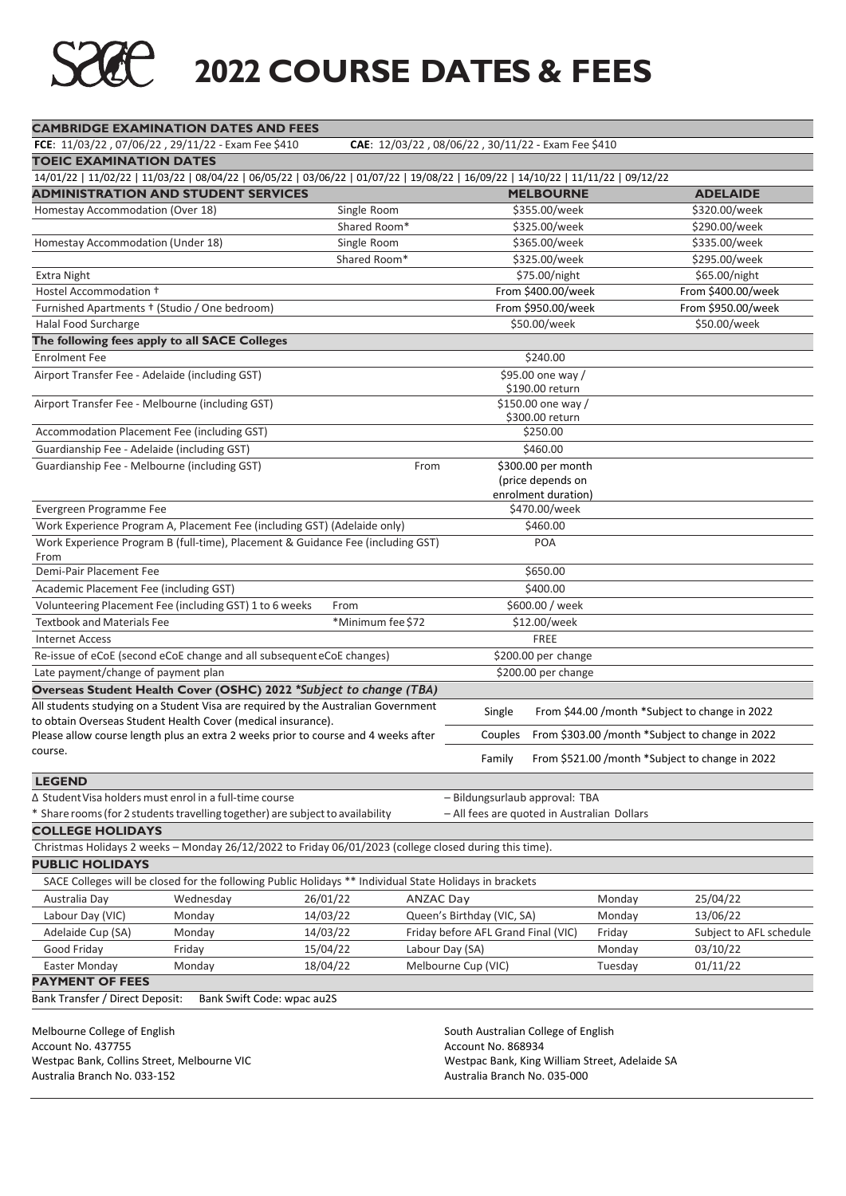# SACE 2022 COURSE DATES & FEES

## CAMBRIDGE EXAMINATION DATES AND FEES

**FCE**: 11/03/22 , 07/06/22 , 29/11/22 - Exam Fee $410 **CAE**: 12/03/22 , 08/06/22 , 30/11/22 - Exam Fee $410

## TOEIC EXAMINATION DATES

14/01/22 | 11/02/22 | 11/03/22 | 08/04/22 | 06/05/22 | 03/06/22 | 01/07/22 | 19/08/22 | 16/09/22 | 14/10/22 | 11/11/22 | 09/12/22

## ADMINISTRATION AND STUDENT SERVICES

| ADMINISTRATION AND STUDENT SERVICES | | MELBOURNE | ADELAIDE |
|---|---|---|---|
| Homestay Accommodation (Over 18) | Single Room | $355.00/week | $320.00/week |
| | Shared Room* | $325.00/week | $290.00/week |
| Homestay Accommodation (Under 18) | Single Room | $365.00/week | $335.00/week |
| | Shared Room* | $325.00/week | $295.00/week |
| Extra Night | | $75.00/night | $65.00/night |
| Hostel Accommodation † | | From $400.00/week | From $400.00/week |
| Furnished Apartments † (Studio / One bedroom) | | From $950.00/week | From $950.00/week |
| Halal Food Surcharge | | $50.00/week | $50.00/week |

| The following fees apply to all SACE Colleges | | |
|---|---|---|
| Enrolment Fee | | $240.00 |
| Airport Transfer Fee - Adelaide (including GST) | | $95.00 one way / $190.00 return |
| Airport Transfer Fee - Melbourne (including GST) | | $150.00 one way / $300.00 return |
| Accommodation Placement Fee (including GST) | | $250.00 |
| Guardianship Fee - Adelaide (including GST) | | $460.00 |
| Guardianship Fee - Melbourne (including GST) | From | $300.00 per month (price depends on enrolment duration) |
| Evergreen Programme Fee | | $470.00/week |
| Work Experience Program A, Placement Fee (including GST) (Adelaide only) | | $460.00 |
| Work Experience Program B (full-time), Placement & Guidance Fee (including GST) From | | POA |
| Demi-Pair Placement Fee | | $650.00 |
| Academic Placement Fee (including GST) | | $400.00 |
| Volunteering Placement Fee (including GST) 1 to 6 weeks | From | $600.00 / week |
| Textbook and Materials Fee | *Minimum fee $72 | $12.00/week |
| Internet Access | | FREE |
| Re-issue of eCoE (second eCoE change and all subsequent eCoE changes) | | $200.00 per change |
| Late payment/change of payment plan | | $200.00 per change |

## Overseas Student Health Cover (OSHC) 2022 *Subject to change (TBA)

All students studying on a Student Visa are required by the Australian Government to obtain Overseas Student Health Cover (medical insurance).
Please allow course length plus an extra 2 weeks prior to course and 4 weeks after course.

| | |
|---|---|
| Single | From $44.00 /month *Subject to change in 2022 |
| Couples | From $303.00 /month *Subject to change in 2022 |
| Family | From $521.00 /month *Subject to change in 2022 |

## LEGEND

Δ Student Visa holders must enrol in a full-time course
* Share rooms (for 2 students travelling together) are subject to availability
– Bildungsurlaub approval: TBA
– All fees are quoted in Australian Dollars

## COLLEGE HOLIDAYS

Christmas Holidays 2 weeks – Monday 26/12/2022 to Friday 06/01/2023 (college closed during this time).

## PUBLIC HOLIDAYS

SACE Colleges will be closed for the following Public Holidays ** Individual State Holidays in brackets

| | | | | | |
|---|---|---|---|---|---|
| Australia Day | Wednesday | 26/01/22 | ANZAC Day | Monday | 25/04/22 |
| Labour Day (VIC) | Monday | 14/03/22 | Queen's Birthday (VIC, SA) | Monday | 13/06/22 |
| Adelaide Cup (SA) | Monday | 14/03/22 | Friday before AFL Grand Final (VIC) | Friday | Subject to AFL schedule |
| Good Friday | Friday | 15/04/22 | Labour Day (SA) | Monday | 03/10/22 |
| Easter Monday | Monday | 18/04/22 | Melbourne Cup (VIC) | Tuesday | 01/11/22 |

## PAYMENT OF FEES

Bank Transfer / Direct Deposit: Bank Swift Code: wpac au2S

Melbourne College of English
Account No. 437755
Westpac Bank, Collins Street, Melbourne VIC
Australia Branch No. 033-152

South Australian College of English
Account No. 868934
Westpac Bank, King William Street, Adelaide SA
Australia Branch No. 035-000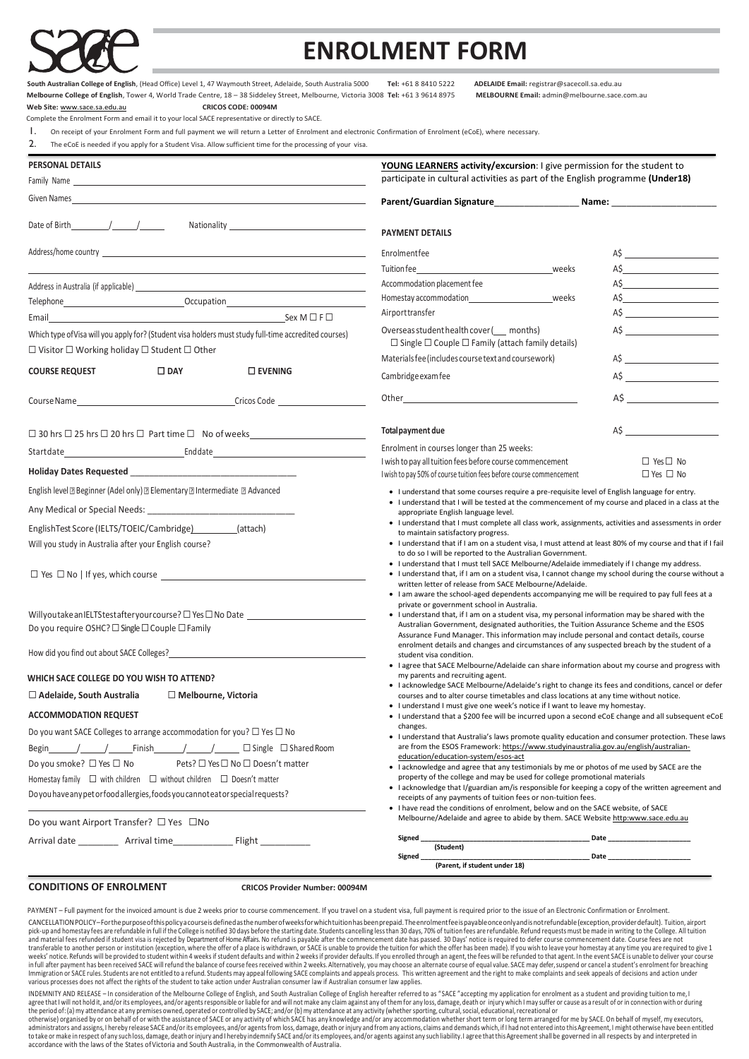# ENROLMENT FORM

**South Australian College of English**, (Head Office) Level 1, 47 Waymouth Street, Adelaide, South Australia 5000 **Tel:** +61 8 8410 5222 **ADELAIDE Email:** registrar@sacecoll.sa.edu.au
**Melbourne College of English**, Tower 4, World Trade Centre, 18 – 38 Siddeley Street, Melbourne, Victoria 3008 **Tel:** +61 3 9614 8975 **MELBOURNE Email:** admin@melbourne.sace.com.au
**Web Site:** www.sace.sa.edu.au **CRICOS CODE: 00094M**

Complete the Enrolment Form and email it to your local SACE representative or directly to SACE.

1. On receipt of your Enrolment Form and full payment we will return a Letter of Enrolment and electronic Confirmation of Enrolment (eCoE), where necessary.
2. The eCoE is needed if you apply for a Student Visa. Allow sufficient time for the processing of your visa.

**PERSONAL DETAILS**

Family Name ______________________

Given Names ______________________

Date of Birth ____/____/____ Nationality ______________________

Address/home country ______________________

Address in Australia (if applicable) ______________________

Telephone ____________ Occupation ____________

Email ______________________ Sex M ☐ F ☐

Which type of Visa will you apply for? (Student visa holders must study full-time accredited courses)
☐ Visitor ☐ Working holiday ☐ Student ☐ Other

**COURSE REQUEST** ☐ **DAY** ☐ **EVENING**

Course Name ____________ Cricos Code ____________

☐ 30 hrs ☐ 25 hrs ☐ 20 hrs ☐ Part time ☐ No of weeks ____________

Start date ____________ End date ____________

**Holiday Dates Requested** ______________________

English level ☐ Beginner (Adel only) ☐ Elementary ☐ Intermediate ☐ Advanced

Any Medical or Special Needs: ______________________

English Test Score (IELTS/TOEIC/Cambridge) ________ (attach)

Will you study in Australia after your English course?

☐ Yes ☐ No | If yes, which course ______________________

Will you take an IELTS test after your course? ☐ Yes ☐ No Date ____________

Do you require OSHC? ☐ Single ☐ Couple ☐ Family

How did you find out about SACE Colleges? ______________________

**WHICH SACE COLLEGE DO YOU WISH TO ATTEND?**

☐ **Adelaide, South Australia** ☐ **Melbourne, Victoria**

**ACCOMMODATION REQUEST**

Do you want SACE Colleges to arrange accommodation for you? ☐ Yes ☐ No

Begin ____/____/____ Finish ____/____/____ ☐ Single ☐ Shared Room

Do you smoke? ☐ Yes ☐ No Pets? ☐ Yes ☐ No ☐ Doesn't matter

Homestay family ☐ with children ☐ without children ☐ Doesn't matter

Do you have any pet or food allergies, foods you cannot eat or special requests?

______________________

Do you want Airport Transfer? ☐ Yes ☐ No

Arrival date ________ Arrival time ________ Flight ________

**YOUNG LEARNERS activity/excursion**: I give permission for the student to participate in cultural activities as part of the English programme **(Under18)**

**Parent/Guardian Signature** ____________ **Name:** ____________

**PAYMENT DETAILS**

| | |
|---|---|
| Enrolment fee | A$ ________ |
| Tuition fee ________ weeks | A$ ________ |
| Accommodation placement fee | A$ ________ |
| Homestay accommodation ________ weeks | A$ ________ |
| Airport transfer | A$ ________ |
| Overseas student health cover (___ months) ☐ Single ☐ Couple ☐ Family (attach family details) | A$ ________ |
| Materials fee (includes course text and coursework) | A$ ________ |
| Cambridge exam fee | A$ ________ |
| Other ________ | A$ ________ |
| **Total payment due** | A$ ________ |

Enrolment in courses longer than 25 weeks:

| | |
|---|---|
| I wish to pay all tuition fees before course commencement | ☐ Yes ☐ No |
| I wish to pay 50% of course tuition fees before course commencement | ☐ Yes ☐ No |

- I understand that some courses require a pre-requisite level of English language for entry.
- I understand that I will be tested at the commencement of my course and placed in a class at the appropriate English language level.
- I understand that I must complete all class work, assignments, activities and assessments in order to maintain satisfactory progress.
- I understand that if I am on a student visa, I must attend at least 80% of my course and that if I fail to do so I will be reported to the Australian Government.
- I understand that I must tell SACE Melbourne/Adelaide immediately if I change my address.
- I understand that, if I am on a student visa, I cannot change my school during the course without a written letter of release from SACE Melbourne/Adelaide.
- I am aware the school-aged dependents accompanying me will be required to pay full fees at a private or government school in Australia.
- I understand that, if I am on a student visa, my personal information may be shared with the Australian Government, designated authorities, the Tuition Assurance Scheme and the ESOS Assurance Fund Manager. This information may include personal and contact details, course enrolment details and changes and circumstances of any suspected breach by the student of a student visa condition.
- I agree that SACE Melbourne/Adelaide can share information about my course and progress with my parents and recruiting agent.
- I acknowledge SACE Melbourne/Adelaide's right to change its fees and conditions, cancel or defer courses and to alter course timetables and class locations at any time without notice.
- I understand I must give one week's notice if I want to leave my homestay.
- I understand that a $200 fee will be incurred upon a second eCoE change and all subsequent eCoE changes.
- I understand that Australia's laws promote quality education and consumer protection. These laws are from the ESOS Framework: https://www.studyinaustralia.gov.au/english/australian-education/education-system/esos-act
- I acknowledge and agree that any testimonials by me or photos of me used by SACE are the property of the college and may be used for college promotional materials
- I acknowledge that I/guardian am/is responsible for keeping a copy of the written agreement and receipts of any payments of tuition fees or non-tuition fees.
- I have read the conditions of enrolment, below and on the SACE website, of SACE Melbourne/Adelaide and agree to abide by them. SACE Website http:www.sace.edu.au

**Signed** ______________________ **Date** ____________
**(Student)**

**Signed** ______________________ **Date** ____________
**(Parent, if student under 18)**

## CONDITIONS OF ENROLMENT

**CRICOS Provider Number: 00094M**

PAYMENT – Full payment for the invoiced amount is due 2 weeks prior to course commencement. If you travel on a student visa, full payment is required prior to the issue of an Electronic Confirmation or Enrolment.

CANCELLATION POLICY – For the purpose of this policy a course is defined as the number of weeks for which tuition has been prepaid. The enrolment fee is payable once only and is not refundable (exception, provider default). Tuition, airport pick-up and homestay fees are refundable in full if the College is notified 30 days before the starting date. Students cancelling less than 30 days, 70% of tuition fees are refundable. Refund requests must be made in writing to the College. All tuition and material fees refunded if student visa is rejected by Department of Home Affairs. No refund is payable after the commencement date has passed. 30 Days' notice is required to defer course commencement date. Course fees are not transferable to another person or institution (exception, where the offer of a place is withdrawn, or SACE is unable to provide the tuition for which the offer has been made). If you wish to leave your homestay at any time you are required to give 1 weeks' notice. Refunds will be provided to student within 4 weeks if student defaults and within 2 weeks if provider defaults. If you enrolled through an agent, the fees will be refunded to that agent. In the event SACE is unable to deliver your course in full after payment has been received SACE will refund the balance of course fees received within 2 weeks. Alternatively, you may choose an alternate course of equal value. SACE may defer, suspend or cancel a student's enrolment for breaching Immigration or SACE rules. Students are not entitled to a refund. Students may appeal following SACE complaints and appeals process. This written agreement and the right to make complaints and seek appeals of decisions and action under various processes does not affect the rights of the student to take action under Australian consumer law if Australian consumer law applies.

INDEMNITY AND RELEASE – In consideration of the Melbourne College of English, and South Australian College of English hereafter referred to as "SACE "accepting my application for enrolment as a student and providing tuition to me, I agree that I will not hold it, and/or its employees, and/or agents responsible or liable for and will not make any claim against any of them for any loss, damage, death or injury which I may suffer or cause as a result of or in connection with or during the period of: (a) my attendance at any premises owned, operated or controlled by SACE; and/or (b) my attendance at any activity (whether sporting, cultural, social, educational, recreational or otherwise) organised by or on behalf of or with the assistance of SACE or any activity of which SACE has any knowledge and/or any accommodation whether short term or long term arranged for me by SACE. On behalf of myself, my executors, administrators and assigns, I hereby release SACE and/or its employees, and/or agents from loss, damage, death or injury and from any actions, claims and demands which, if I had not entered into this Agreement, I might otherwise have been entitled to take or make in respect of any such loss, damage, death or injury and I hereby indemnify SACE and/or its employees, and/or agents against any such liability. I agree that this Agreement shall be governed in all respects by and interpreted in accordance with the laws of the States of Victoria and South Australia, in the Commonwealth of Australia.